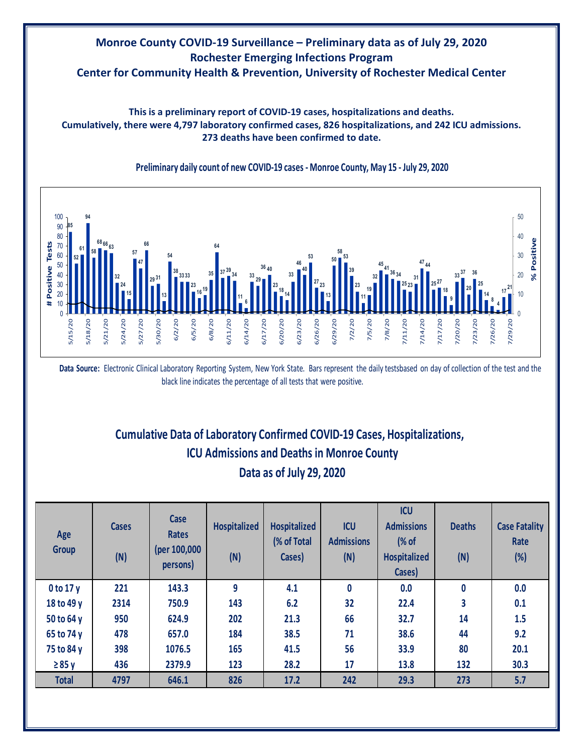# Monroe County COVID-19 Surveillance – Preliminary data as of July 29, 2020
## Rochester Emerging Infections Program
## Center for Community Health & Prevention, University of Rochester Medical Center

**This is a preliminary report of COVID-19 cases, hospitalizations and deaths.**
**Cumulatively, there were 4,797 laboratory confirmed cases, 826 hospitalizations, and 242 ICU admissions.**
**273 deaths have been confirmed to date.**

**Preliminary daily count of new COVID-19 cases - Monroe County, May 15 - July 29, 2020**

**Data Source:** Electronic Clinical Laboratory Reporting System, New York State. Bars represent the daily testsbased on day of collection of the test and the black line indicates the percentage of all tests that were positive.

## Cumulative Data of Laboratory Confirmed COVID-19 Cases, Hospitalizations, ICU Admissions and Deaths in Monroe County
### Data as of July 29, 2020

| Age Group | Cases (N) | Case Rates (per 100,000 persons) | Hospitalized (N) | Hospitalized (% of Total Cases) | ICU Admissions (N) | ICU Admissions (% of Hospitalized Cases) | Deaths (N) | Case Fatality Rate (%) |
|---|---|---|---|---|---|---|---|---|
| 0 to 17 y | 221 | 143.3 | 9 | 4.1 | 0 | 0.0 | 0 | 0.0 |
| 18 to 49 y | 2314 | 750.9 | 143 | 6.2 | 32 | 22.4 | 3 | 0.1 |
| 50 to 64 y | 950 | 624.9 | 202 | 21.3 | 66 | 32.7 | 14 | 1.5 |
| 65 to 74 y | 478 | 657.0 | 184 | 38.5 | 71 | 38.6 | 44 | 9.2 |
| 75 to 84 y | 398 | 1076.5 | 165 | 41.5 | 56 | 33.9 | 80 | 20.1 |
| ≥ 85 y | 436 | 2379.9 | 123 | 28.2 | 17 | 13.8 | 132 | 30.3 |
| **Total** | **4797** | **646.1** | **826** | **17.2** | **242** | **29.3** | **273** | **5.7** |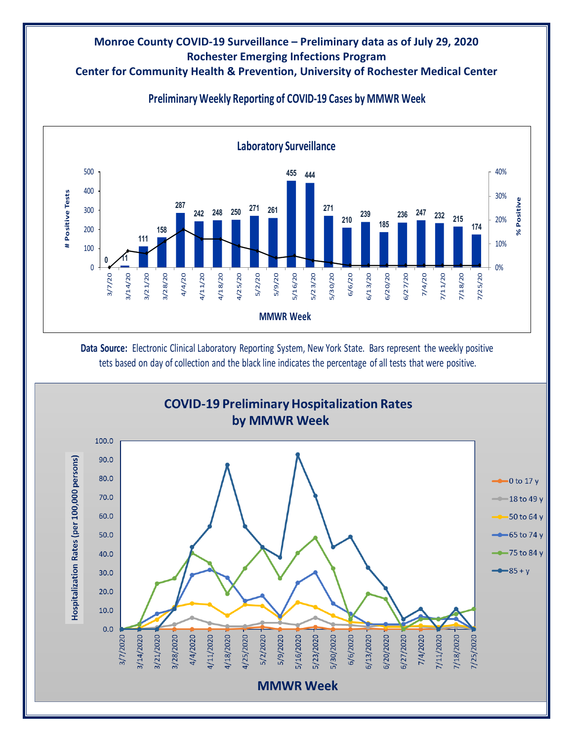# Monroe County COVID-19 Surveillance – Preliminary data as of July 29, 2020

## Rochester Emerging Infections Program

## Center for Community Health & Prevention, University of Rochester Medical Center

### Preliminary Weekly Reporting of COVID-19 Cases by MMWR Week

**Laboratory Surveillance**

| MMWR Week | # Positive Tests |
|---|---|
| 3/7/20 | 0 |
| 3/14/20 | 11 |
| 3/21/20 | 111 |
| 3/28/20 | 158 |
| 4/4/20 | 287 |
| 4/11/20 | 242 |
| 4/18/20 | 248 |
| 4/25/20 | 250 |
| 5/2/20 | 271 |
| 5/9/20 | 261 |
| 5/16/20 | 455 |
| 5/23/20 | 444 |
| 5/30/20 | 271 |
| 6/6/20 | 210 |
| 6/13/20 | 239 |
| 6/20/20 | 185 |
| 6/27/20 | 236 |
| 7/4/20 | 247 |
| 7/11/20 | 232 |
| 7/18/20 | 215 |
| 7/25/20 | 174 |

**Data Source:** Electronic Clinical Laboratory Reporting System, New York State. Bars represent the weekly positive tets based on day of collection and the black line indicates the percentage of all tests that were positive.

### COVID-19 Preliminary Hospitalization Rates by MMWR Week

Hospitalization Rates (per 100,000 persons) by MMWR Week (3/7/2020 – 7/25/2020) for age groups: 0 to 17 y, 18 to 49 y, 50 to 64 y, 65 to 74 y, 75 to 84 y, 85 + y.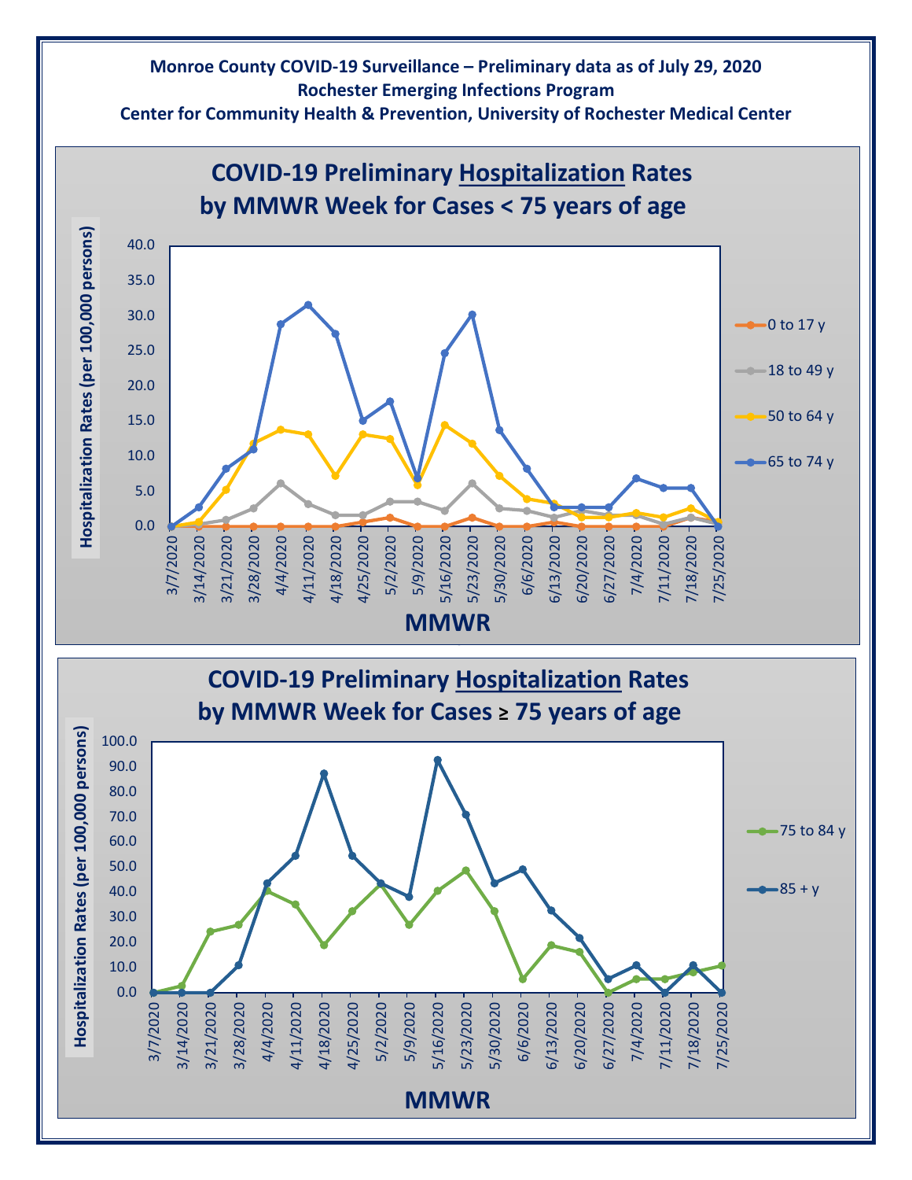**Monroe County COVID-19 Surveillance – Preliminary data as of July 29, 2020**
**Rochester Emerging Infections Program**
**Center for Community Health & Prevention, University of Rochester Medical Center**

## COVID-19 Preliminary Hospitalization Rates by MMWR Week for Cases < 75 years of age

Hospitalization Rates (per 100,000 persons)

Legend: 0 to 17 y; 18 to 49 y; 50 to 64 y; 65 to 74 y

MMWR: 3/7/2020, 3/14/2020, 3/21/2020, 3/28/2020, 4/4/2020, 4/11/2020, 4/18/2020, 4/25/2020, 5/2/2020, 5/9/2020, 5/16/2020, 5/23/2020, 5/30/2020, 6/6/2020, 6/13/2020, 6/20/2020, 6/27/2020, 7/4/2020, 7/11/2020, 7/18/2020, 7/25/2020

## COVID-19 Preliminary Hospitalization Rates by MMWR Week for Cases ≥ 75 years of age

Hospitalization Rates (per 100,000 persons)

Legend: 75 to 84 y; 85 + y

MMWR: 3/7/2020, 3/14/2020, 3/21/2020, 3/28/2020, 4/4/2020, 4/11/2020, 4/18/2020, 4/25/2020, 5/2/2020, 5/9/2020, 5/16/2020, 5/23/2020, 5/30/2020, 6/6/2020, 6/13/2020, 6/20/2020, 6/27/2020, 7/4/2020, 7/11/2020, 7/18/2020, 7/25/2020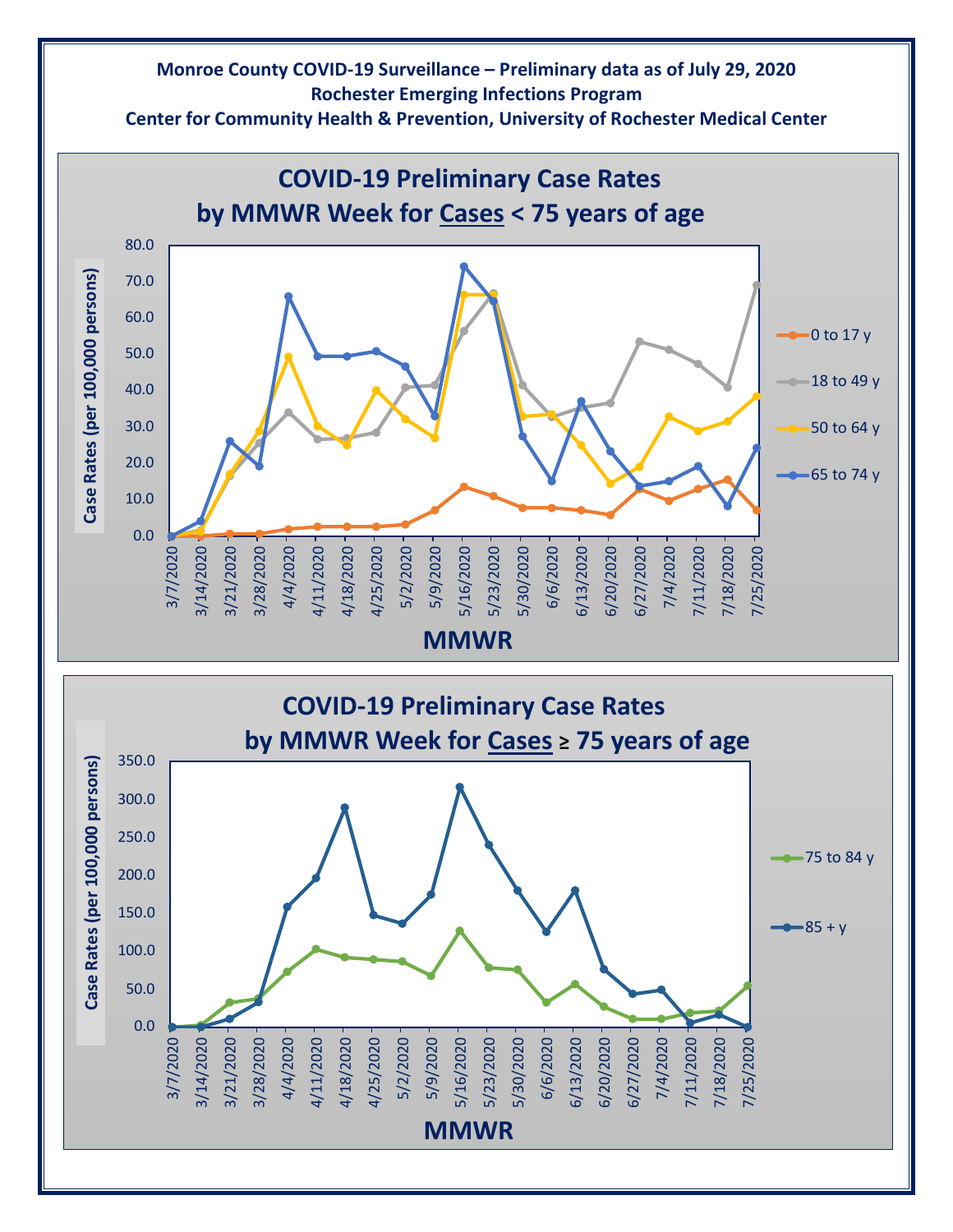**Monroe County COVID-19 Surveillance – Preliminary data as of July 29, 2020**
**Rochester Emerging Infections Program**
**Center for Community Health & Prevention, University of Rochester Medical Center**

## COVID-19 Preliminary Case Rates by MMWR Week for Cases < 75 years of age

Case Rates (per 100,000 persons)

MMWR

Legend: 0 to 17 y; 18 to 49 y; 50 to 64 y; 65 to 74 y

## COVID-19 Preliminary Case Rates by MMWR Week for Cases ≥ 75 years of age

Case Rates (per 100,000 persons)

MMWR

Legend: 75 to 84 y; 85 + y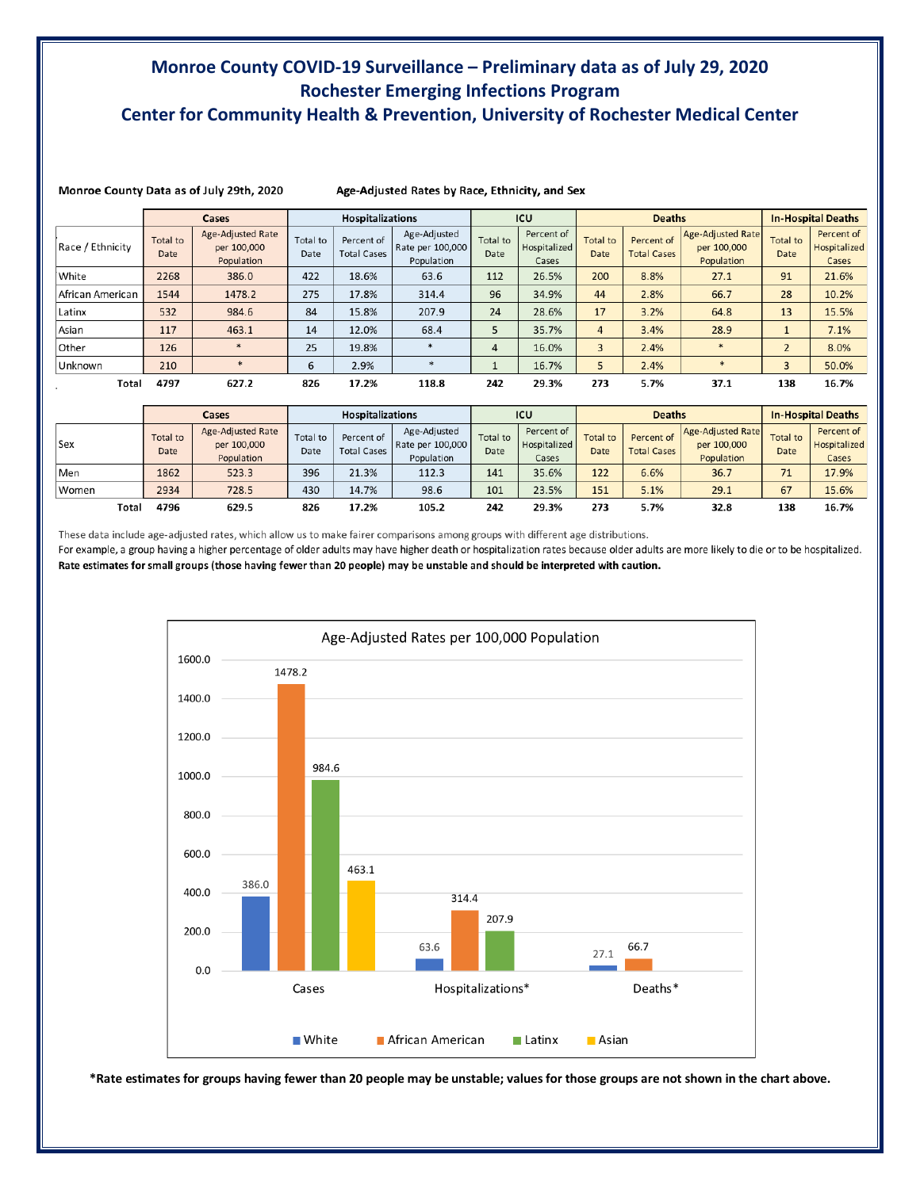# Monroe County COVID-19 Surveillance – Preliminary data as of July 29, 2020
## Rochester Emerging Infections Program
## Center for Community Health & Prevention, University of Rochester Medical Center

**Monroe County Data as of July 29th, 2020** **Age-Adjusted Rates by Race, Ethnicity, and Sex**

| | Cases | | Hospitalizations | | | ICU | | Deaths | | | In-Hospital Deaths | |
|---|---|---|---|---|---|---|---|---|---|---|---|---|
| Race / Ethnicity | Total to Date | Age-Adjusted Rate per 100,000 Population | Total to Date | Percent of Total Cases | Age-Adjusted Rate per 100,000 Population | Total to Date | Percent of Hospitalized Cases | Total to Date | Percent of Total Cases | Age-Adjusted Rate per 100,000 Population | Total to Date | Percent of Hospitalized Cases |
| White | 2268 | 386.0 | 422 | 18.6% | 63.6 | 112 | 26.5% | 200 | 8.8% | 27.1 | 91 | 21.6% |
| African American | 1544 | 1478.2 | 275 | 17.8% | 314.4 | 96 | 34.9% | 44 | 2.8% | 66.7 | 28 | 10.2% |
| Latinx | 532 | 984.6 | 84 | 15.8% | 207.9 | 24 | 28.6% | 17 | 3.2% | 64.8 | 13 | 15.5% |
| Asian | 117 | 463.1 | 14 | 12.0% | 68.4 | 5 | 35.7% | 4 | 3.4% | 28.9 | 1 | 7.1% |
| Other | 126 | * | 25 | 19.8% | * | 4 | 16.0% | 3 | 2.4% | * | 2 | 8.0% |
| Unknown | 210 | * | 6 | 2.9% | * | 1 | 16.7% | 5 | 2.4% | * | 3 | 50.0% |
| **Total** | **4797** | **627.2** | **826** | **17.2%** | **118.8** | **242** | **29.3%** | **273** | **5.7%** | **37.1** | **138** | **16.7%** |

| | Cases | | Hospitalizations | | | ICU | | Deaths | | | In-Hospital Deaths | |
|---|---|---|---|---|---|---|---|---|---|---|---|---|
| Sex | Total to Date | Age-Adjusted Rate per 100,000 Population | Total to Date | Percent of Total Cases | Age-Adjusted Rate per 100,000 Population | Total to Date | Percent of Hospitalized Cases | Total to Date | Percent of Total Cases | Age-Adjusted Rate per 100,000 Population | Total to Date | Percent of Hospitalized Cases |
| Men | 1862 | 523.3 | 396 | 21.3% | 112.3 | 141 | 35.6% | 122 | 6.6% | 36.7 | 71 | 17.9% |
| Women | 2934 | 728.5 | 430 | 14.7% | 98.6 | 101 | 23.5% | 151 | 5.1% | 29.1 | 67 | 15.6% |
| **Total** | **4796** | **629.5** | **826** | **17.2%** | **105.2** | **242** | **29.3%** | **273** | **5.7%** | **32.8** | **138** | **16.7%** |

These data include age-adjusted rates, which allow us to make fairer comparisons among groups with different age distributions.

For example, a group having a higher percentage of older adults may have higher death or hospitalization rates because older adults are more likely to die or to be hospitalized.

**Rate estimates for small groups (those having fewer than 20 people) may be unstable and should be interpreted with caution.**

Age-Adjusted Rates per 100,000 Population

1600.0
1400.0
1200.0
1000.0
800.0
600.0
400.0
200.0
0.0

Cases: 386.0, 1478.2, 984.6, 463.1
Hospitalizations*: 63.6, 314.4, 207.9
Deaths*: 27.1, 66.7

White, African American, Latinx, Asian

**\*Rate estimates for groups having fewer than 20 people may be unstable; values for those groups are not shown in the chart above.**